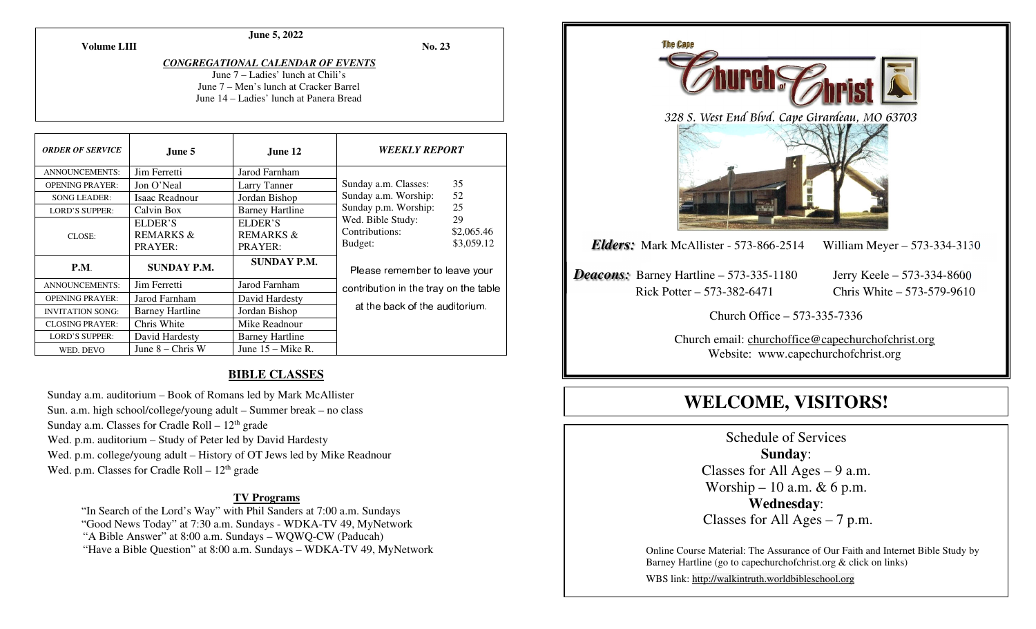June 5, 2022

**Volume LIII** **No. 23**

***CONGREGATIONAL CALENDAR OF EVENTS***

June 7 – Ladies' lunch at Chili's
June 7 – Men's lunch at Cracker Barrel
June 14 – Ladies' lunch at Panera Bread

| ***ORDER OF SERVICE*** | **June 5** | **June 12** |
|---|---|---|
| ANNOUNCEMENTS: | Jim Ferretti | Jarod Farnham |
| OPENING PRAYER: | Jon O'Neal | Larry Tanner |
| SONG LEADER: | Isaac Readnour | Jordan Bishop |
| LORD'S SUPPER: | Calvin Box | Barney Hartline |
| CLOSE: | ELDER'S REMARKS & PRAYER: | ELDER'S REMARKS & PRAYER: |
| **P.M.** | **SUNDAY P.M.** | **SUNDAY P.M.** |
| ANNOUNCEMENTS: | Jim Ferretti | Jarod Farnham |
| OPENING PRAYER: | Jarod Farnham | David Hardesty |
| INVITATION SONG: | Barney Hartline | Jordan Bishop |
| CLOSING PRAYER: | Chris White | Mike Readnour |
| LORD'S SUPPER: | David Hardesty | Barney Hartline |
| WED. DEVO | June 8 – Chris W | June 15 – Mike R. |

***WEEKLY REPORT***

| | |
|---|---|
| Sunday a.m. Classes: | 35 |
| Sunday a.m. Worship: | 52 |
| Sunday p.m. Worship: | 25 |
| Wed. Bible Study: | 29 |
| Contributions: | \$2,065.46 |
| Budget: | \$3,059.12 |

Please remember to leave your contribution in the tray on the table at the back of the auditorium.

## BIBLE CLASSES

Sunday a.m. auditorium – Book of Romans led by Mark McAllister
Sun. a.m. high school/college/young adult – Summer break – no class
Sunday a.m. Classes for Cradle Roll – 12th grade
Wed. p.m. auditorium – Study of Peter led by David Hardesty
Wed. p.m. college/young adult – History of OT Jews led by Mike Readnour
Wed. p.m. Classes for Cradle Roll – 12th grade

### TV Programs

"In Search of the Lord's Way" with Phil Sanders at 7:00 a.m. Sundays
"Good News Today" at 7:30 a.m. Sundays - WDKA-TV 49, MyNetwork
"A Bible Answer" at 8:00 a.m. Sundays – WQWQ-CW (Paducah)
"Have a Bible Question" at 8:00 a.m. Sundays – WDKA-TV 49, MyNetwork

The Cape Church of Christ

328 S. West End Blvd. Cape Girardeau, MO 63703

***Elders:*** Mark McAllister - 573-866-2514 William Meyer – 573-334-3130

***Deacons:*** Barney Hartline – 573-335-1180 Jerry Keele – 573-334-8600
Rick Potter – 573-382-6471 Chris White – 573-579-9610

Church Office – 573-335-7336

Church email: churchoffice@capechurchofchrist.org
Website: www.capechurchofchrist.org

# WELCOME, VISITORS!

Schedule of Services

**Sunday**:
Classes for All Ages – 9 a.m.
Worship – 10 a.m. & 6 p.m.

**Wednesday**:
Classes for All Ages – 7 p.m.

Online Course Material: The Assurance of Our Faith and Internet Bible Study by Barney Hartline (go to capechurchofchrist.org & click on links)

WBS link: http://walkintruth.worldbibleschool.org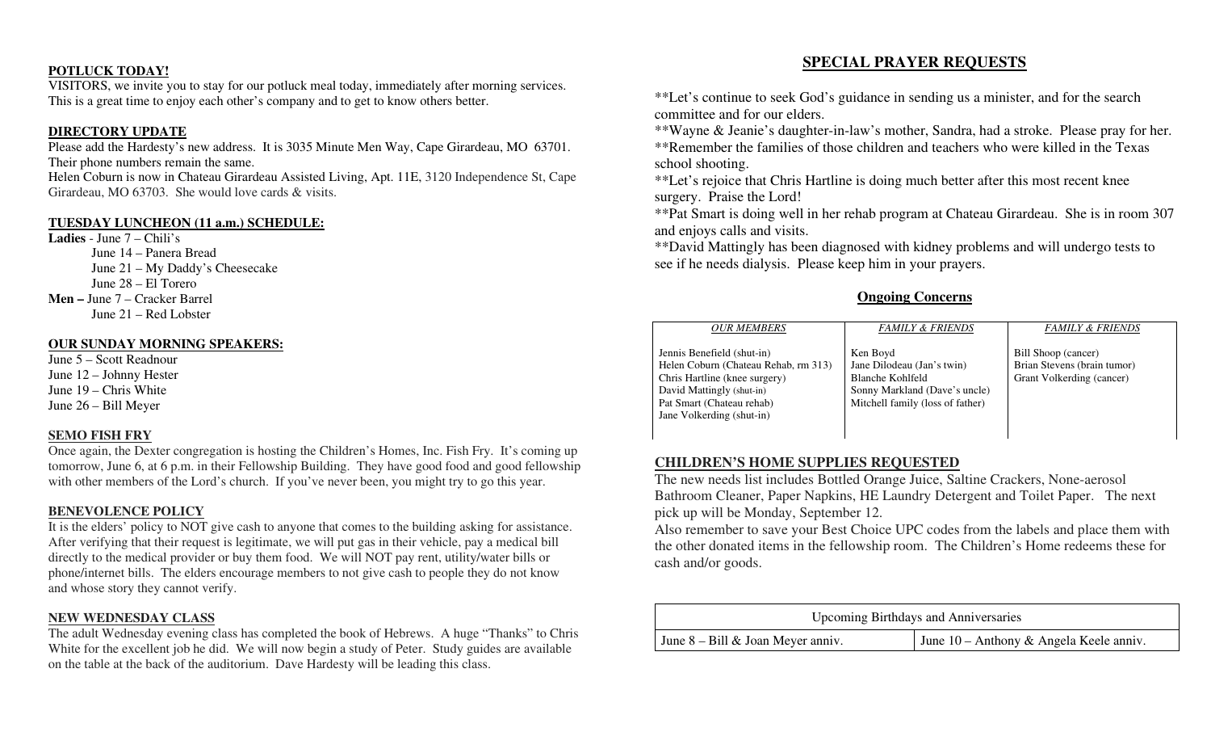**POTLUCK TODAY!**

VISITORS, we invite you to stay for our potluck meal today, immediately after morning services. This is a great time to enjoy each other's company and to get to know others better.

**DIRECTORY UPDATE**

Please add the Hardesty's new address. It is 3035 Minute Men Way, Cape Girardeau, MO 63701. Their phone numbers remain the same.

Helen Coburn is now in Chateau Girardeau Assisted Living, Apt. 11E, 3120 Independence St, Cape Girardeau, MO 63703. She would love cards & visits.

**TUESDAY LUNCHEON (11 a.m.) SCHEDULE:**

**Ladies** - June 7 – Chili's
June 14 – Panera Bread
June 21 – My Daddy's Cheesecake
June 28 – El Torero

**Men –** June 7 – Cracker Barrel
June 21 – Red Lobster

**OUR SUNDAY MORNING SPEAKERS:**

June 5 – Scott Readnour
June 12 – Johnny Hester
June 19 – Chris White
June 26 – Bill Meyer

**SEMO FISH FRY**

Once again, the Dexter congregation is hosting the Children's Homes, Inc. Fish Fry. It's coming up tomorrow, June 6, at 6 p.m. in their Fellowship Building. They have good food and good fellowship with other members of the Lord's church. If you've never been, you might try to go this year.

**BENEVOLENCE POLICY**

It is the elders' policy to NOT give cash to anyone that comes to the building asking for assistance. After verifying that their request is legitimate, we will put gas in their vehicle, pay a medical bill directly to the medical provider or buy them food. We will NOT pay rent, utility/water bills or phone/internet bills. The elders encourage members to not give cash to people they do not know and whose story they cannot verify.

**NEW WEDNESDAY CLASS**

The adult Wednesday evening class has completed the book of Hebrews. A huge "Thanks" to Chris White for the excellent job he did. We will now begin a study of Peter. Study guides are available on the table at the back of the auditorium. Dave Hardesty will be leading this class.

## SPECIAL PRAYER REQUESTS

**Let's continue to seek God's guidance in sending us a minister, and for the search committee and for our elders.

**Wayne & Jeanie's daughter-in-law's mother, Sandra, had a stroke. Please pray for her.

**Remember the families of those children and teachers who were killed in the Texas school shooting.

**Let's rejoice that Chris Hartline is doing much better after this most recent knee surgery. Praise the Lord!

**Pat Smart is doing well in her rehab program at Chateau Girardeau. She is in room 307 and enjoys calls and visits.

**David Mattingly has been diagnosed with kidney problems and will undergo tests to see if he needs dialysis. Please keep him in your prayers.

**Ongoing Concerns**

| *OUR MEMBERS* | *FAMILY & FRIENDS* | *FAMILY & FRIENDS* |
|---|---|---|
| Jennis Benefield (shut-in)<br>Helen Coburn (Chateau Rehab, rm 313)<br>Chris Hartline (knee surgery)<br>David Mattingly (shut-in)<br>Pat Smart (Chateau rehab)<br>Jane Volkerding (shut-in) | Ken Boyd<br>Jane Dilodeau (Jan's twin)<br>Blanche Kohlfeld<br>Sonny Markland (Dave's uncle)<br>Mitchell family (loss of father) | Bill Shoop (cancer)<br>Brian Stevens (brain tumor)<br>Grant Volkerding (cancer) |

**CHILDREN'S HOME SUPPLIES REQUESTED**

The new needs list includes Bottled Orange Juice, Saltine Crackers, None-aerosol Bathroom Cleaner, Paper Napkins, HE Laundry Detergent and Toilet Paper. The next pick up will be Monday, September 12.

Also remember to save your Best Choice UPC codes from the labels and place them with the other donated items in the fellowship room. The Children's Home redeems these for cash and/or goods.

| Upcoming Birthdays and Anniversaries | |
|---|---|
| June 8 – Bill & Joan Meyer anniv. | June 10 – Anthony & Angela Keele anniv. |